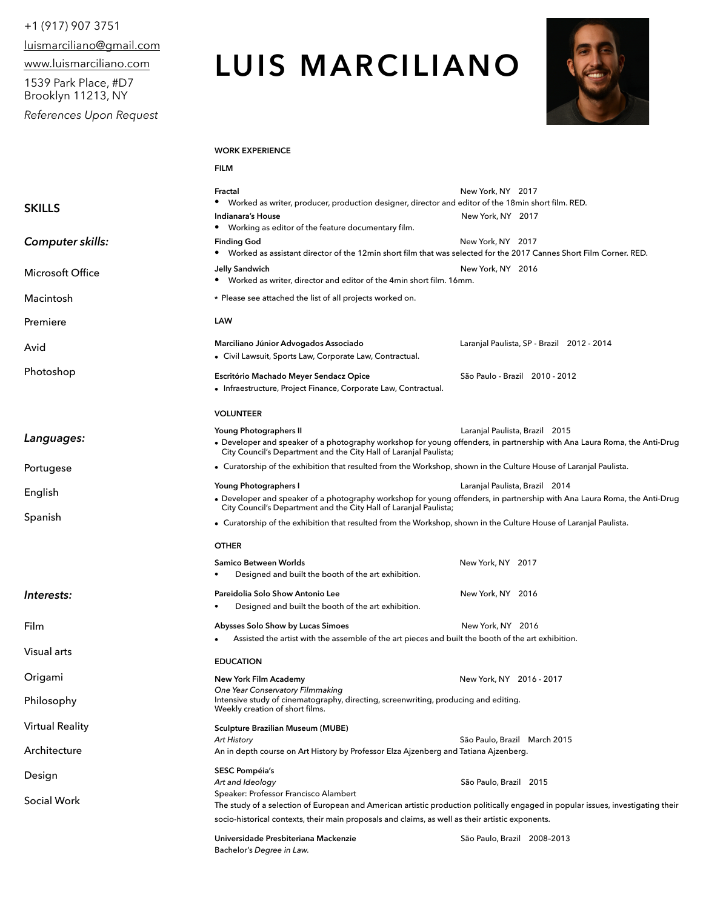+1 (917) 907 3751

luismarciliano@gmail.com

www.luismarciliano.com

1539 Park Place, #D7
Brooklyn 11213, NY

*References Upon Request*

# LUIS MARCILIANO

## SKILLS

### *Computer skills:*

Microsoft Office

Macintosh

Premiere

Avid

Photoshop

### *Languages:*

Portugese

English

Spanish

### *Interests:*

Film

Visual arts

Origami

Philosophy

Virtual Reality

Architecture

Design

Social Work

## WORK EXPERIENCE

### FILM

**Fractal** — New York, NY 2017
- Worked as writer, producer, production designer, director and editor of the 18min short film. RED.

**Indianara's House** — New York, NY 2017
- Working as editor of the feature documentary film.

**Finding God** — New York, NY 2017
- Worked as assistant director of the 12min short film that was selected for the 2017 Cannes Short Film Corner. RED.

**Jelly Sandwich** — New York, NY 2016
- Worked as writer, director and editor of the 4min short film. 16mm.

* Please see attached the list of all projects worked on.

### LAW

**Marciliano Júnior Advogados Associado** — Laranjal Paulista, SP - Brazil 2012 - 2014
- Civil Lawsuit, Sports Law, Corporate Law, Contractual.

**Escritório Machado Meyer Sendacz Opice** — São Paulo - Brazil 2010 - 2012
- Infraestructure, Project Finance, Corporate Law, Contractual.

### VOLUNTEER

**Young Photographers II** — Laranjal Paulista, Brazil 2015
- Developer and speaker of a photography workshop for young offenders, in partnership with Ana Laura Roma, the Anti-Drug City Council's Department and the City Hall of Laranjal Paulista;
- Curatorship of the exhibition that resulted from the Workshop, shown in the Culture House of Laranjal Paulista.

**Young Photographers I** — Laranjal Paulista, Brazil 2014
- Developer and speaker of a photography workshop for young offenders, in partnership with Ana Laura Roma, the Anti-Drug City Council's Department and the City Hall of Laranjal Paulista;
- Curatorship of the exhibition that resulted from the Workshop, shown in the Culture House of Laranjal Paulista.

### OTHER

**Samico Between Worlds** — New York, NY 2017
- Designed and built the booth of the art exhibition.

**Pareidolia Solo Show Antonio Lee** — New York, NY 2016
- Designed and built the booth of the art exhibition.

**Abysses Solo Show by Lucas Simoes** — New York, NY 2016
- Assisted the artist with the assemble of the art pieces and built the booth of the art exhibition.

### EDUCATION

**New York Film Academy** — New York, NY 2016 - 2017
*One Year Conservatory Filmmaking*
Intensive study of cinematography, directing, screenwriting, producing and editing.
Weekly creation of short films.

**Sculpture Brazilian Museum (MUBE)**
*Art History* — São Paulo, Brazil March 2015
An in depth course on Art History by Professor Elza Ajzenberg and Tatiana Ajzenberg.

**SESC Pompéia's**
*Art and Ideology* — São Paulo, Brazil 2015
Speaker: Professor Francisco Alambert
The study of a selection of European and American artistic production politically engaged in popular issues, investigating their socio-historical contexts, their main proposals and claims, as well as their artistic exponents.

**Universidade Presbiteriana Mackenzie** — São Paulo, Brazil 2008–2013
Bachelor's *Degree in Law.*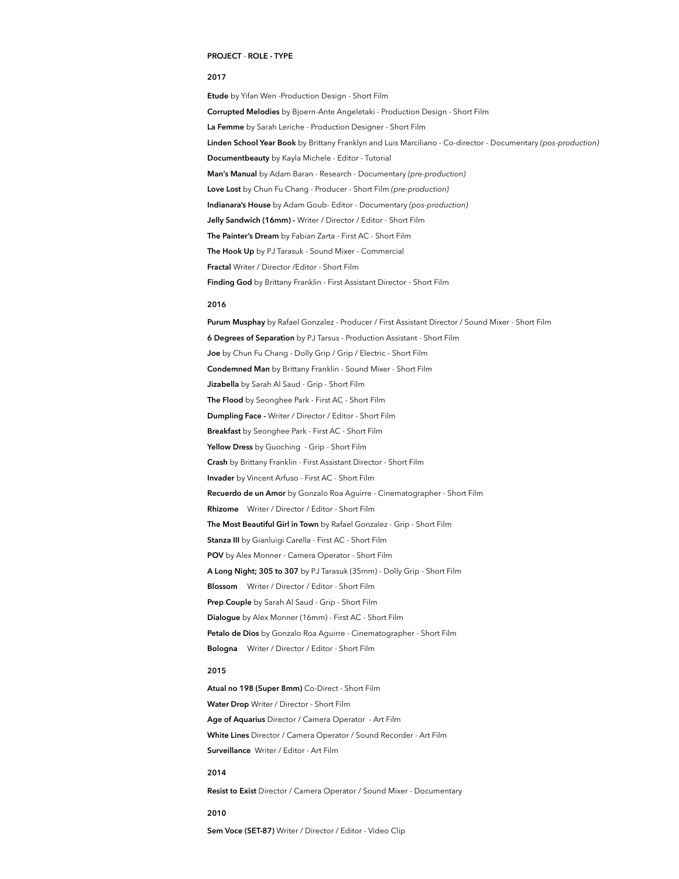**PROJECT** - **ROLE - TYPE**

**2017**

**Etude** by Yifan Wen -Production Design - Short Film

**Corrupted Melodies** by Bjoern-Ante Angeletaki - Production Design - Short Film

**La Femme** by Sarah Leriche - Production Designer - Short Film

**Linden School Year Book** by Brittany Franklyn and Luis Marciliano - Co-director - Documentary *(pos-production)*

**Documentbeauty** by Kayla Michele - Editor - Tutorial

**Man's Manual** by Adam Baran - Research - Documentary *(pre-production)*

**Love Lost** by Chun Fu Chang - Producer - Short Film *(pre-production)*

**Indianara's House** by Adam Goub- Editor - Documentary *(pos-production)*

**Jelly Sandwich (16mm) -** Writer / Director / Editor - Short Film

**The Painter's Dream** by Fabian Zarta - First AC - Short Film

**The Hook Up** by PJ Tarasuk - Sound Mixer - Commercial

**Fractal** Writer / Director /Editor - Short Film

**Finding God** by Brittany Franklin - First Assistant Director - Short Film

**2016**

**Purum Musphay** by Rafael Gonzalez - Producer / First Assistant Director / Sound Mixer - Short Film

**6 Degrees of Separation** by PJ Tarsus - Production Assistant - Short Film

**Joe** by Chun Fu Chang - Dolly Grip / Grip / Electric - Short Film

**Condemned Man** by Brittany Franklin - Sound Mixer - Short Film

**Jizabella** by Sarah Al Saud - Grip - Short Film

**The Flood** by Seonghee Park - First AC - Short Film

**Dumpling Face -** Writer / Director / Editor - Short Film

**Breakfast** by Seonghee Park - First AC - Short Film

**Yellow Dress** by Guoching - Grip - Short Film

**Crash** by Brittany Franklin - First Assistant Director - Short Film

**Invader** by Vincent Arfuso - First AC - Short Film

**Recuerdo de un Amor** by Gonzalo Roa Aguirre - Cinematographer - Short Film

**Rhizome** Writer / Director / Editor - Short Film

**The Most Beautiful Girl in Town** by Rafael Gonzalez - Grip - Short Film

**Stanza III** by Gianluigi Carella - First AC - Short Film

**POV** by Alex Monner - Camera Operator - Short Film

**A Long Night; 305 to 307** by PJ Tarasuk (35mm) - Dolly Grip - Short Film

**Blossom** Writer / Director / Editor - Short Film

**Prep Couple** by Sarah Al Saud - Grip - Short Film

**Dialogue** by Alex Monner (16mm) - First AC - Short Film

**Petalo de Dios** by Gonzalo Roa Aguirre - Cinematographer - Short Film

**Bologna** Writer / Director / Editor - Short Film

**2015**

**Atual no 198 (Super 8mm)** Co-Direct - Short Film

**Water Drop** Writer / Director - Short Film

**Age of Aquarius** Director / Camera Operator - Art Film

**White Lines** Director / Camera Operator / Sound Recorder - Art Film

**Surveillance** Writer / Editor - Art Film

**2014**

**Resist to Exist** Director / Camera Operator / Sound Mixer - Documentary

**2010**

**Sem Voce (SET-87)** Writer / Director / Editor - Video Clip